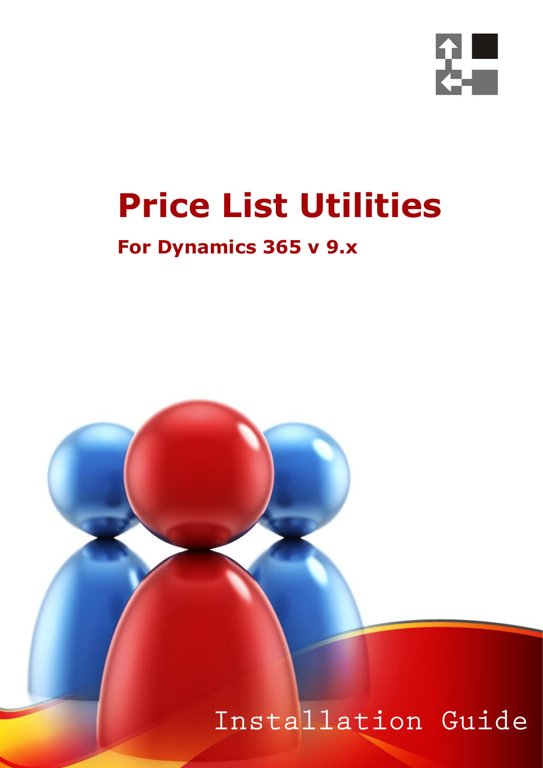# Price List Utilities

## For Dynamics 365 v 9.x

Installation Guide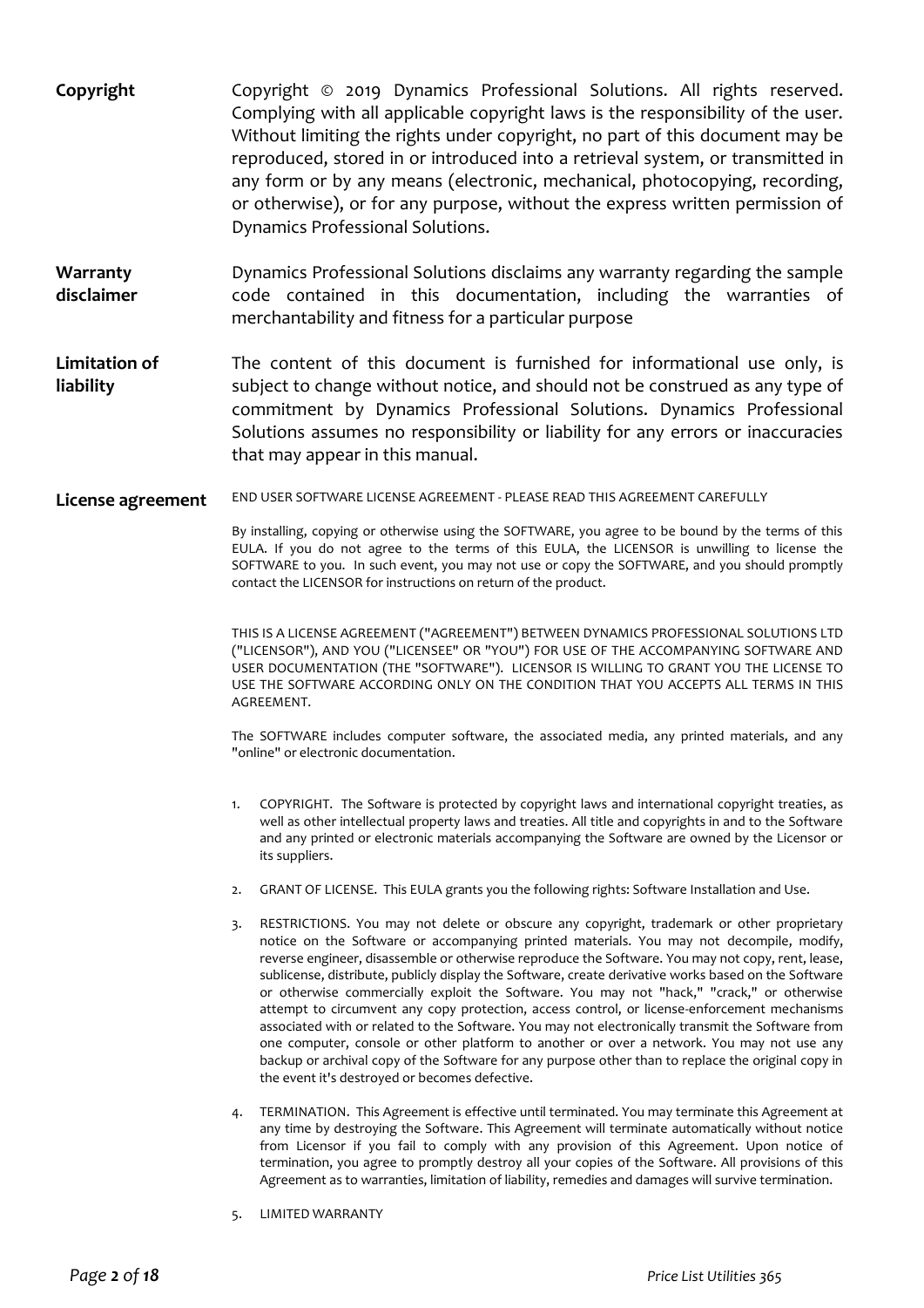**Copyright**

Copyright © 2019 Dynamics Professional Solutions. All rights reserved. Complying with all applicable copyright laws is the responsibility of the user. Without limiting the rights under copyright, no part of this document may be reproduced, stored in or introduced into a retrieval system, or transmitted in any form or by any means (electronic, mechanical, photocopying, recording, or otherwise), or for any purpose, without the express written permission of Dynamics Professional Solutions.

**Warranty disclaimer**

Dynamics Professional Solutions disclaims any warranty regarding the sample code contained in this documentation, including the warranties of merchantability and fitness for a particular purpose

**Limitation of liability**

The content of this document is furnished for informational use only, is subject to change without notice, and should not be construed as any type of commitment by Dynamics Professional Solutions. Dynamics Professional Solutions assumes no responsibility or liability for any errors or inaccuracies that may appear in this manual.

**License agreement**

END USER SOFTWARE LICENSE AGREEMENT - PLEASE READ THIS AGREEMENT CAREFULLY

By installing, copying or otherwise using the SOFTWARE, you agree to be bound by the terms of this EULA. If you do not agree to the terms of this EULA, the LICENSOR is unwilling to license the SOFTWARE to you. In such event, you may not use or copy the SOFTWARE, and you should promptly contact the LICENSOR for instructions on return of the product.

THIS IS A LICENSE AGREEMENT ("AGREEMENT") BETWEEN DYNAMICS PROFESSIONAL SOLUTIONS LTD ("LICENSOR"), AND YOU ("LICENSEE" OR "YOU") FOR USE OF THE ACCOMPANYING SOFTWARE AND USER DOCUMENTATION (THE "SOFTWARE"). LICENSOR IS WILLING TO GRANT YOU THE LICENSE TO USE THE SOFTWARE ACCORDING ONLY ON THE CONDITION THAT YOU ACCEPTS ALL TERMS IN THIS AGREEMENT.

The SOFTWARE includes computer software, the associated media, any printed materials, and any "online" or electronic documentation.

1. COPYRIGHT. The Software is protected by copyright laws and international copyright treaties, as well as other intellectual property laws and treaties. All title and copyrights in and to the Software and any printed or electronic materials accompanying the Software are owned by the Licensor or its suppliers.
2. GRANT OF LICENSE. This EULA grants you the following rights: Software Installation and Use.
3. RESTRICTIONS. You may not delete or obscure any copyright, trademark or other proprietary notice on the Software or accompanying printed materials. You may not decompile, modify, reverse engineer, disassemble or otherwise reproduce the Software. You may not copy, rent, lease, sublicense, distribute, publicly display the Software, create derivative works based on the Software or otherwise commercially exploit the Software. You may not "hack," "crack," or otherwise attempt to circumvent any copy protection, access control, or license-enforcement mechanisms associated with or related to the Software. You may not electronically transmit the Software from one computer, console or other platform to another or over a network. You may not use any backup or archival copy of the Software for any purpose other than to replace the original copy in the event it's destroyed or becomes defective.
4. TERMINATION. This Agreement is effective until terminated. You may terminate this Agreement at any time by destroying the Software. This Agreement will terminate automatically without notice from Licensor if you fail to comply with any provision of this Agreement. Upon notice of termination, you agree to promptly destroy all your copies of the Software. All provisions of this Agreement as to warranties, limitation of liability, remedies and damages will survive termination.
5. LIMITED WARRANTY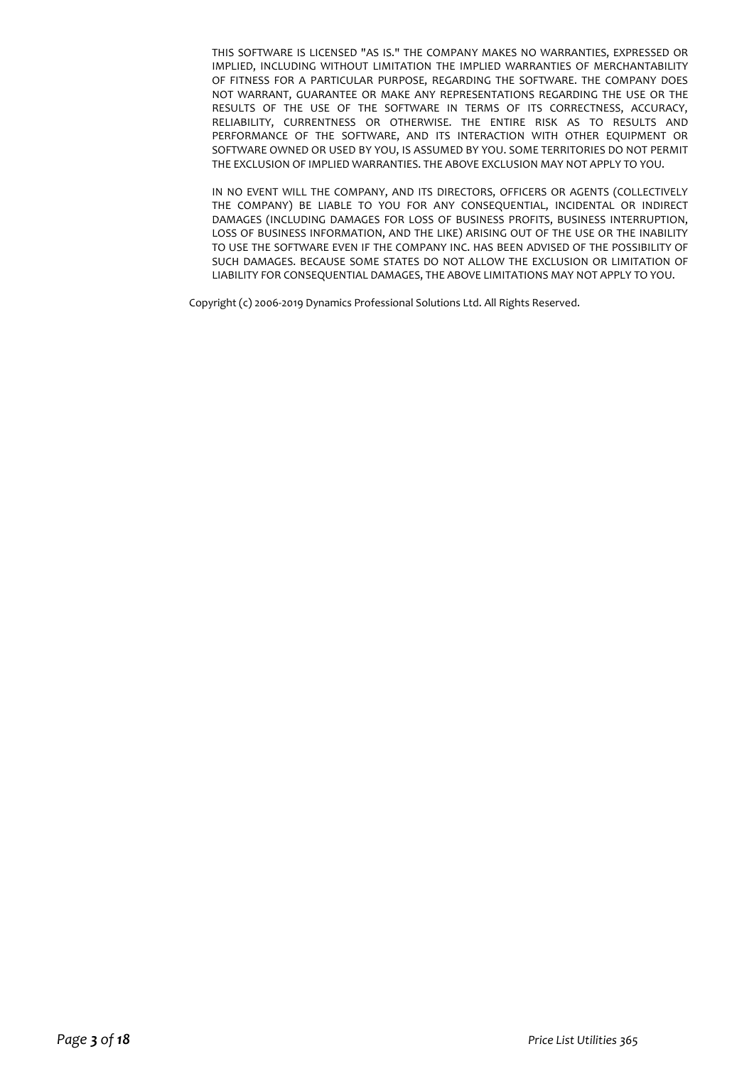THIS SOFTWARE IS LICENSED "AS IS." THE COMPANY MAKES NO WARRANTIES, EXPRESSED OR IMPLIED, INCLUDING WITHOUT LIMITATION THE IMPLIED WARRANTIES OF MERCHANTABILITY OF FITNESS FOR A PARTICULAR PURPOSE, REGARDING THE SOFTWARE. THE COMPANY DOES NOT WARRANT, GUARANTEE OR MAKE ANY REPRESENTATIONS REGARDING THE USE OR THE RESULTS OF THE USE OF THE SOFTWARE IN TERMS OF ITS CORRECTNESS, ACCURACY, RELIABILITY, CURRENTNESS OR OTHERWISE. THE ENTIRE RISK AS TO RESULTS AND PERFORMANCE OF THE SOFTWARE, AND ITS INTERACTION WITH OTHER EQUIPMENT OR SOFTWARE OWNED OR USED BY YOU, IS ASSUMED BY YOU. SOME TERRITORIES DO NOT PERMIT THE EXCLUSION OF IMPLIED WARRANTIES. THE ABOVE EXCLUSION MAY NOT APPLY TO YOU.

IN NO EVENT WILL THE COMPANY, AND ITS DIRECTORS, OFFICERS OR AGENTS (COLLECTIVELY THE COMPANY) BE LIABLE TO YOU FOR ANY CONSEQUENTIAL, INCIDENTAL OR INDIRECT DAMAGES (INCLUDING DAMAGES FOR LOSS OF BUSINESS PROFITS, BUSINESS INTERRUPTION, LOSS OF BUSINESS INFORMATION, AND THE LIKE) ARISING OUT OF THE USE OR THE INABILITY TO USE THE SOFTWARE EVEN IF THE COMPANY INC. HAS BEEN ADVISED OF THE POSSIBILITY OF SUCH DAMAGES. BECAUSE SOME STATES DO NOT ALLOW THE EXCLUSION OR LIMITATION OF LIABILITY FOR CONSEQUENTIAL DAMAGES, THE ABOVE LIMITATIONS MAY NOT APPLY TO YOU.

Copyright (c) 2006-2019 Dynamics Professional Solutions Ltd. All Rights Reserved.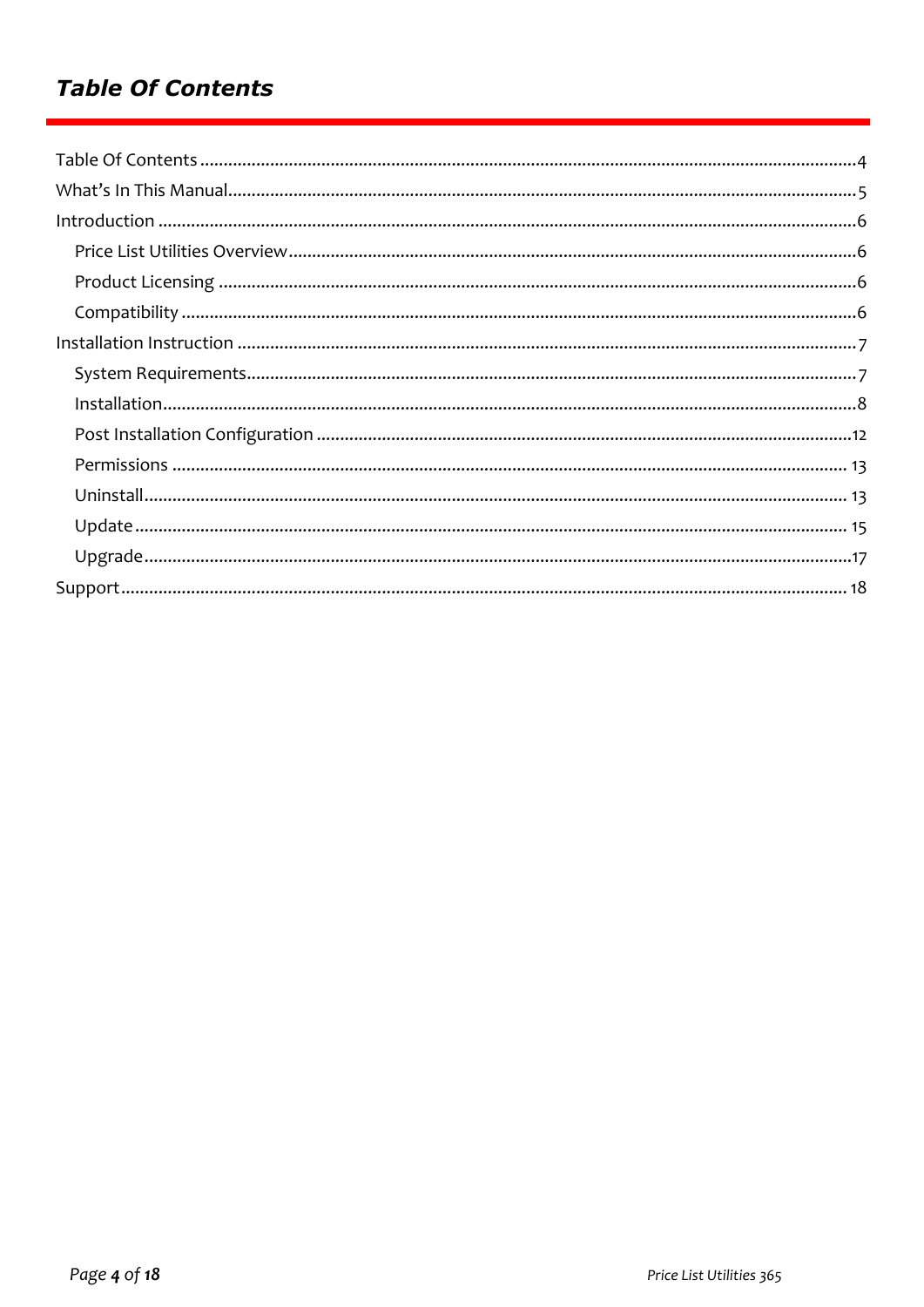# *Table Of Contents*

- Table Of Contents ........ 4
- What's In This Manual ........ 5
- Introduction ........ 6
  - Price List Utilities Overview ........ 6
  - Product Licensing ........ 6
  - Compatibility ........ 6
- Installation Instruction ........ 7
  - System Requirements ........ 7
  - Installation ........ 8
  - Post Installation Configuration ........ 12
  - Permissions ........ 13
  - Uninstall ........ 13
  - Update ........ 15
  - Upgrade ........ 17
- Support ........ 18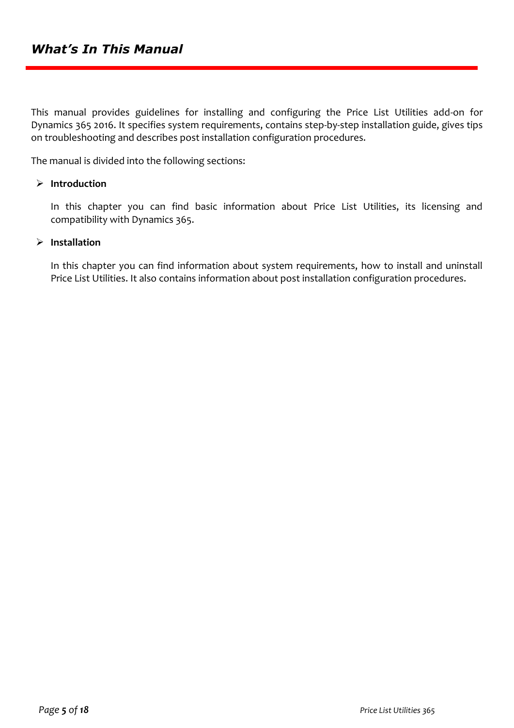# *What's In This Manual*

This manual provides guidelines for installing and configuring the Price List Utilities add-on for Dynamics 365 2016. It specifies system requirements, contains step-by-step installation guide, gives tips on troubleshooting and describes post installation configuration procedures.

The manual is divided into the following sections:

- **Introduction**

  In this chapter you can find basic information about Price List Utilities, its licensing and compatibility with Dynamics 365.

- **Installation**

  In this chapter you can find information about system requirements, how to install and uninstall Price List Utilities. It also contains information about post installation configuration procedures.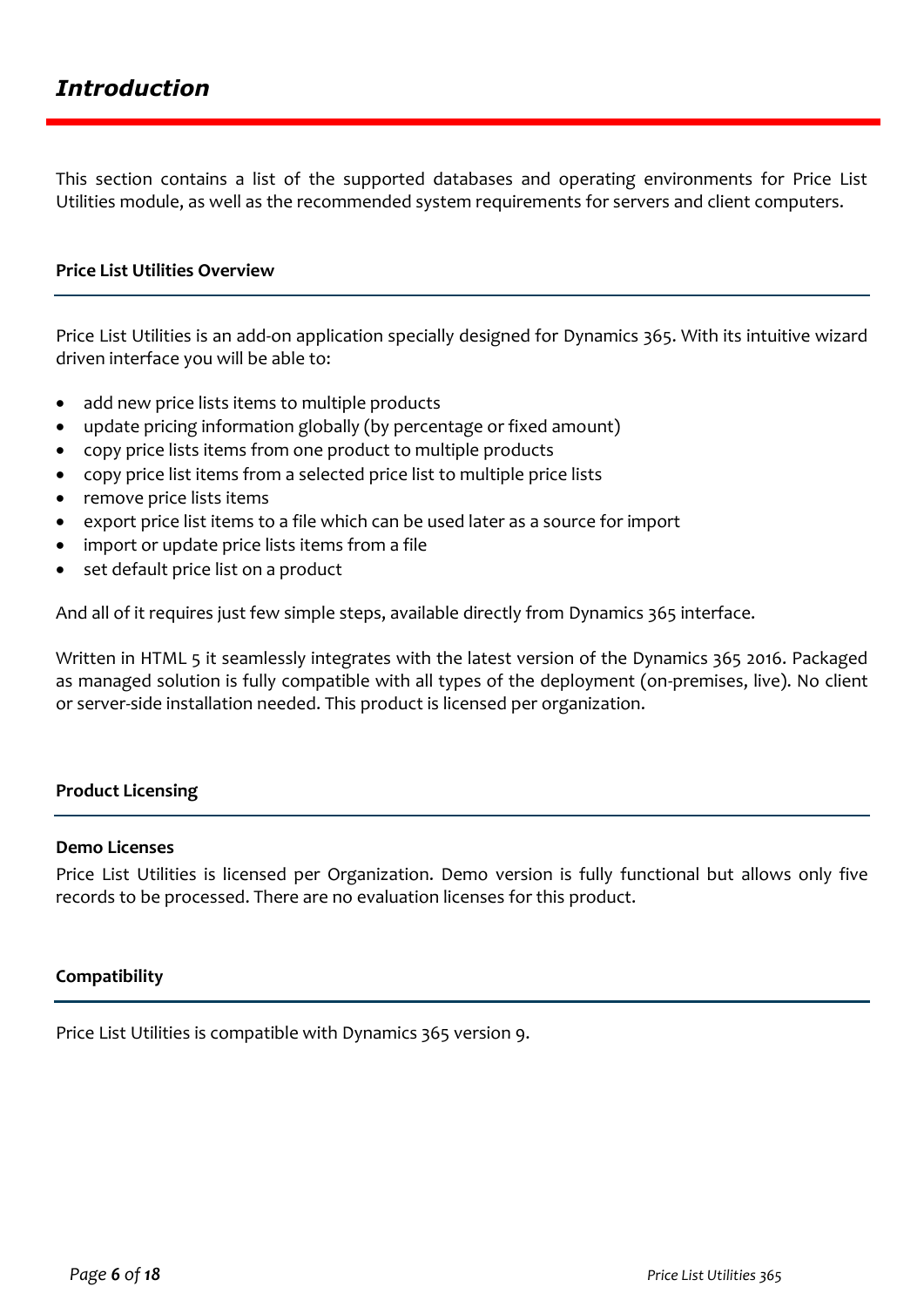# *Introduction*

This section contains a list of the supported databases and operating environments for Price List Utilities module, as well as the recommended system requirements for servers and client computers.

## Price List Utilities Overview

Price List Utilities is an add-on application specially designed for Dynamics 365. With its intuitive wizard driven interface you will be able to:

- add new price lists items to multiple products
- update pricing information globally (by percentage or fixed amount)
- copy price lists items from one product to multiple products
- copy price list items from a selected price list to multiple price lists
- remove price lists items
- export price list items to a file which can be used later as a source for import
- import or update price lists items from a file
- set default price list on a product

And all of it requires just few simple steps, available directly from Dynamics 365 interface.

Written in HTML 5 it seamlessly integrates with the latest version of the Dynamics 365 2016. Packaged as managed solution is fully compatible with all types of the deployment (on-premises, live). No client or server-side installation needed. This product is licensed per organization.

## Product Licensing

### Demo Licenses

Price List Utilities is licensed per Organization. Demo version is fully functional but allows only five records to be processed. There are no evaluation licenses for this product.

## Compatibility

Price List Utilities is compatible with Dynamics 365 version 9.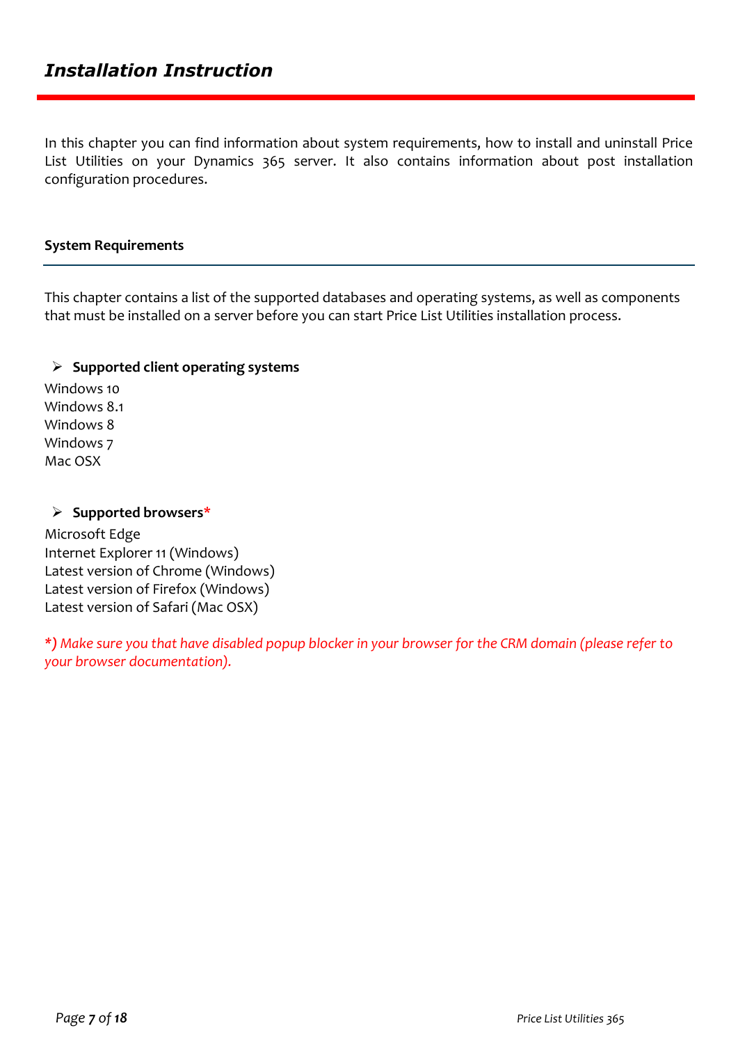# *Installation Instruction*

In this chapter you can find information about system requirements, how to install and uninstall Price List Utilities on your Dynamics 365 server. It also contains information about post installation configuration procedures.

## System Requirements

This chapter contains a list of the supported databases and operating systems, as well as components that must be installed on a server before you can start Price List Utilities installation process.

- **Supported client operating systems**

Windows 10
Windows 8.1
Windows 8
Windows 7
Mac OSX

- **Supported browsers***

Microsoft Edge
Internet Explorer 11 (Windows)
Latest version of Chrome (Windows)
Latest version of Firefox (Windows)
Latest version of Safari (Mac OSX)

***)** *Make sure you that have disabled popup blocker in your browser for the CRM domain (please refer to your browser documentation).*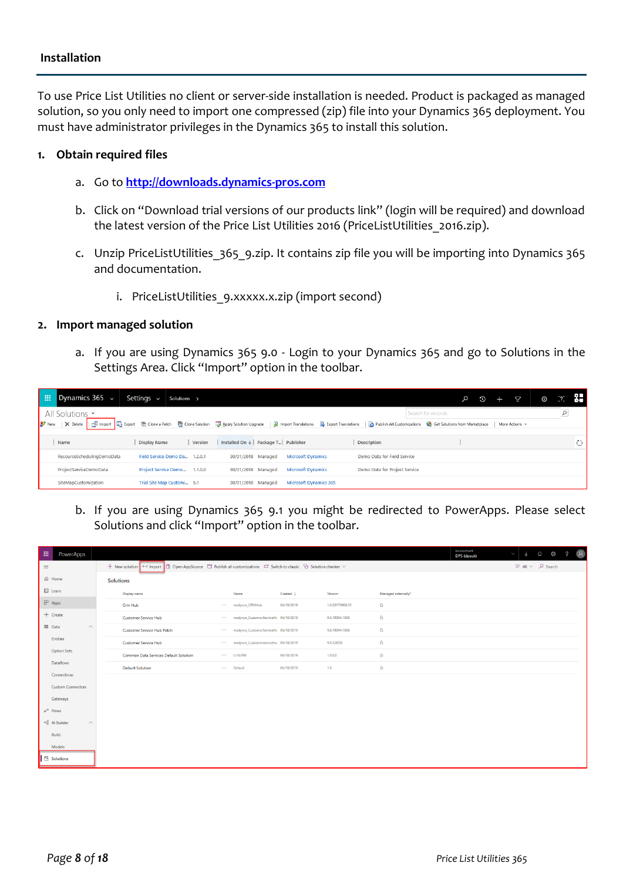## Installation

To use Price List Utilities no client or server-side installation is needed. Product is packaged as managed solution, so you only need to import one compressed (zip) file into your Dynamics 365 deployment. You must have administrator privileges in the Dynamics 365 to install this solution.

1. **Obtain required files**

    a. Go to [http://downloads.dynamics-pros.com](http://downloads.dynamics-pros.com)

    b. Click on "Download trial versions of our products link" (login will be required) and download the latest version of the Price List Utilities 2016 (PriceListUtilities_2016.zip).

    c. Unzip PriceListUtilities_365_9.zip. It contains zip file you will be importing into Dynamics 365 and documentation.

        i. PriceListUtilities_9.xxxxx.x.zip (import second)

2. **Import managed solution**

    a. If you are using Dynamics 365 9.0 - Login to your Dynamics 365 and go to Solutions in the Settings Area. Click "Import" option in the toolbar.

    b. If you are using Dynamics 365 9.1 you might be redirected to PowerApps. Please select Solutions and click "Import" option in the toolbar.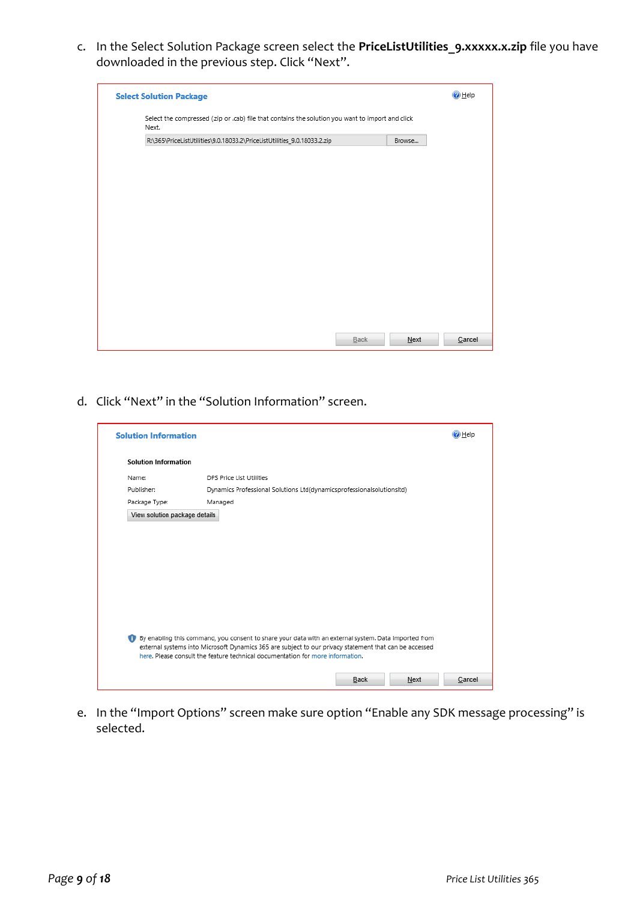c. In the Select Solution Package screen select the **PriceListUtilities_9.xxxxx.x.zip** file you have downloaded in the previous step. Click "Next".

**Select Solution Package**

Help

Select the compressed (zip or .cab) file that contains the solution you want to import and click Next.

R:\365\PriceListUtilities\9.0.18033.2\PriceListUtilities_9.0.18033.2.zip Browse...

Back Next Cancel

d. Click "Next" in the "Solution Information" screen.

**Solution Information**

Help

**Solution Information**

| | |
|---|---|
| Name: | DPS Price List Utilities |
| Publisher: | Dynamics Professional Solutions Ltd(dynamicsprofessionalsolutionsltd) |
| Package Type: | Managed |

View solution package details

By enabling this command, you consent to share your data with an external system. Data imported from external systems into Microsoft Dynamics 365 are subject to our privacy statement that can be accessed here. Please consult the feature technical documentation for more information.

Back Next Cancel

e. In the "Import Options" screen make sure option "Enable any SDK message processing" is selected.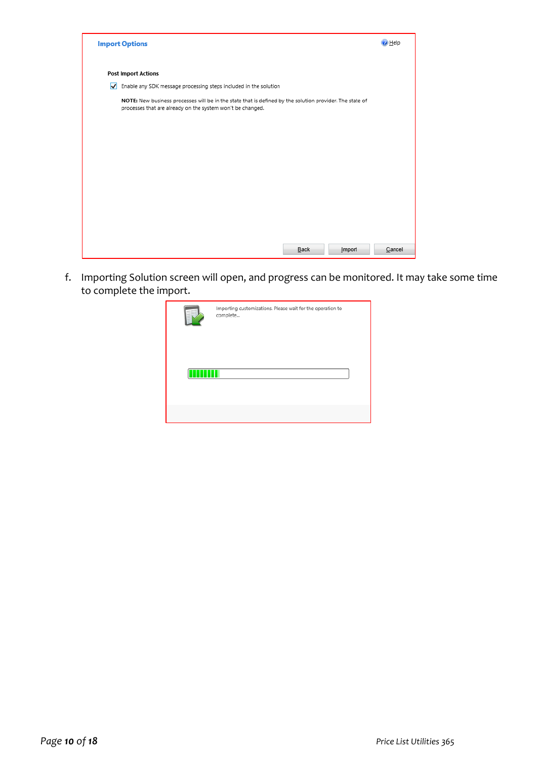**Import Options**

Help

Post Import Actions

☑ Enable any SDK message processing steps included in the solution

**NOTE:** New business processes will be in the state that is defined by the solution provider. The state of processes that are already on the system won't be changed.

Back    Import    Cancel

f. Importing Solution screen will open, and progress can be monitored. It may take some time to complete the import.

Importing customizations. Please wait for the operation to complete...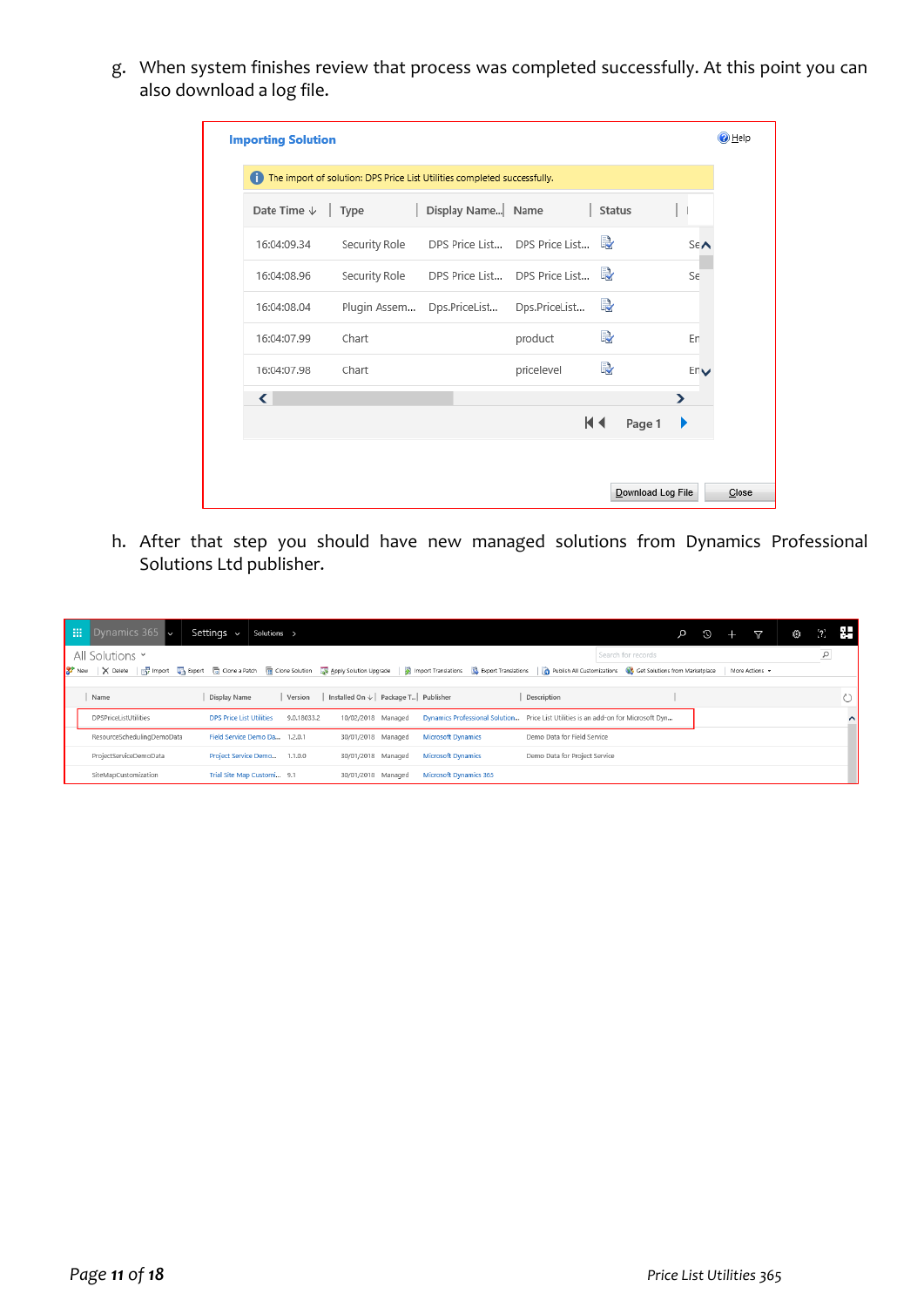g. When system finishes review that process was completed successfully. At this point you can also download a log file.

**Importing Solution**

Help

The import of solution: DPS Price List Utilities completed successfully.

| Date Time ↓ | Type | Display Name... | Name | Status | |
|---|---|---|---|---|---|
| 16:04:09.34 | Security Role | DPS Price List... | DPS Price List... | | Se |
| 16:04:08.96 | Security Role | DPS Price List... | DPS Price List... | | Se |
| 16:04:08.04 | Plugin Assem... | Dps.PriceList... | Dps.PriceList... | | |
| 16:04:07.99 | Chart | | product | | En |
| 16:04:07.98 | Chart | | pricelevel | | En |

Page 1

Download Log File | Close

h. After that step you should have new managed solutions from Dynamics Professional Solutions Ltd publisher.

Dynamics 365 | Settings | Solutions

All Solutions

New | Delete | Import | Export | Clone a Patch | Clone Solution | Apply Solution Upgrade | Import Translations | Export Translations | Publish All Customizations | Get Solutions from Marketplace | More Actions

| Name | Display Name | Version | Installed On ↓ | Package T... | Publisher | Description |
|---|---|---|---|---|---|---|
| DPSPriceListUtilities | DPS Price List Utilities | 9.0.18033.2 | 10/02/2018 | Managed | Dynamics Professional Solution... | Price List Utilities is an add-on for Microsoft Dyn... |
| ResourceSchedulingDemoData | Field Service Demo Da... | 1.2.0.1 | 30/01/2018 | Managed | Microsoft Dynamics | Demo Data for Field Service |
| ProjectServiceDemoData | Project Service Demo... | 1.1.0.0 | 30/01/2018 | Managed | Microsoft Dynamics | Demo Data for Project Service |
| SiteMapCustomization | Trial Site Map Customi... | 9.1 | 30/01/2018 | Managed | Microsoft Dynamics 365 | |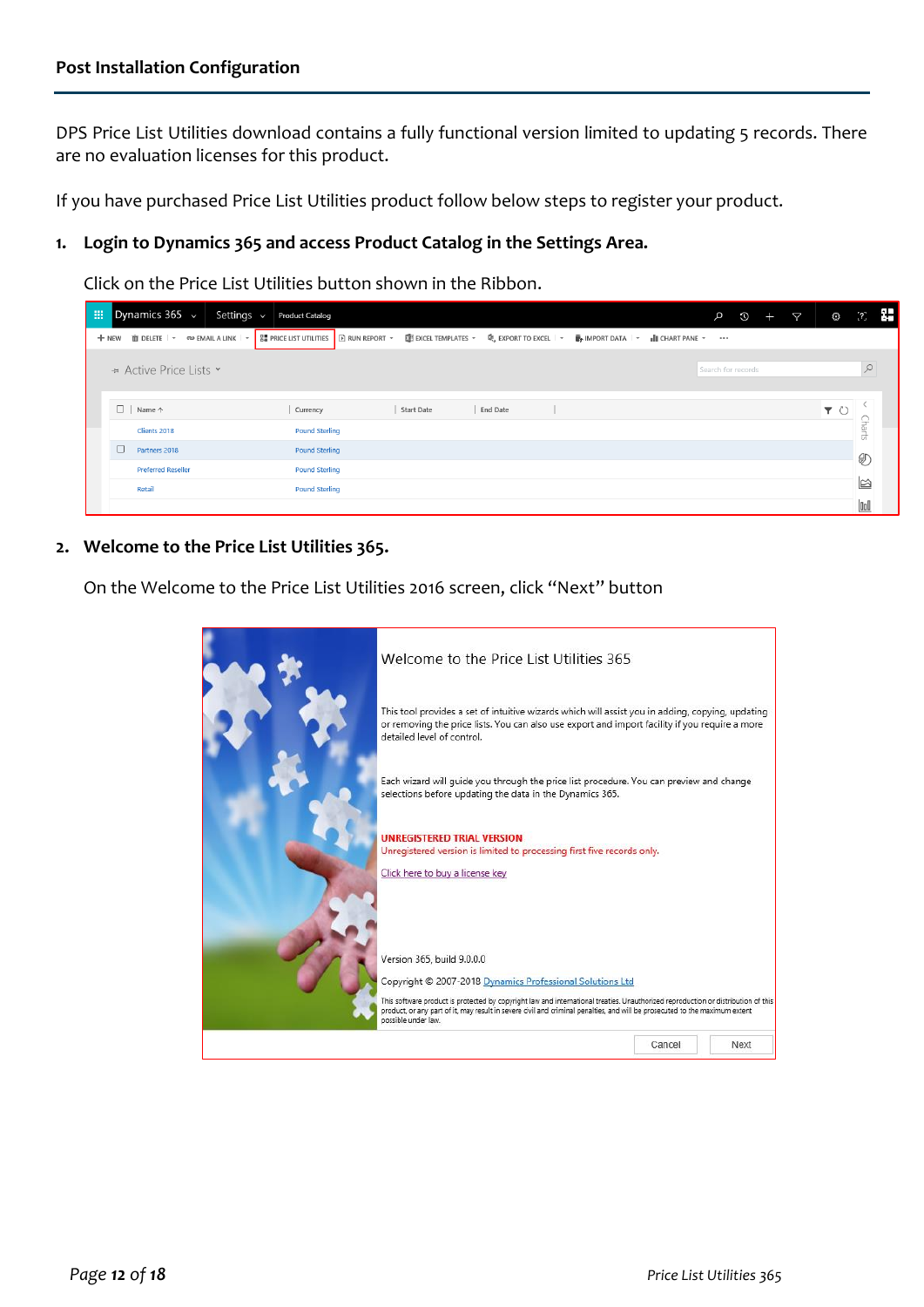## Post Installation Configuration

DPS Price List Utilities download contains a fully functional version limited to updating 5 records. There are no evaluation licenses for this product.

If you have purchased Price List Utilities product follow below steps to register your product.

1. **Login to Dynamics 365 and access Product Catalog in the Settings Area.**

   Click on the Price List Utilities button shown in the Ribbon.

2. **Welcome to the Price List Utilities 365.**

   On the Welcome to the Price List Utilities 2016 screen, click "Next" button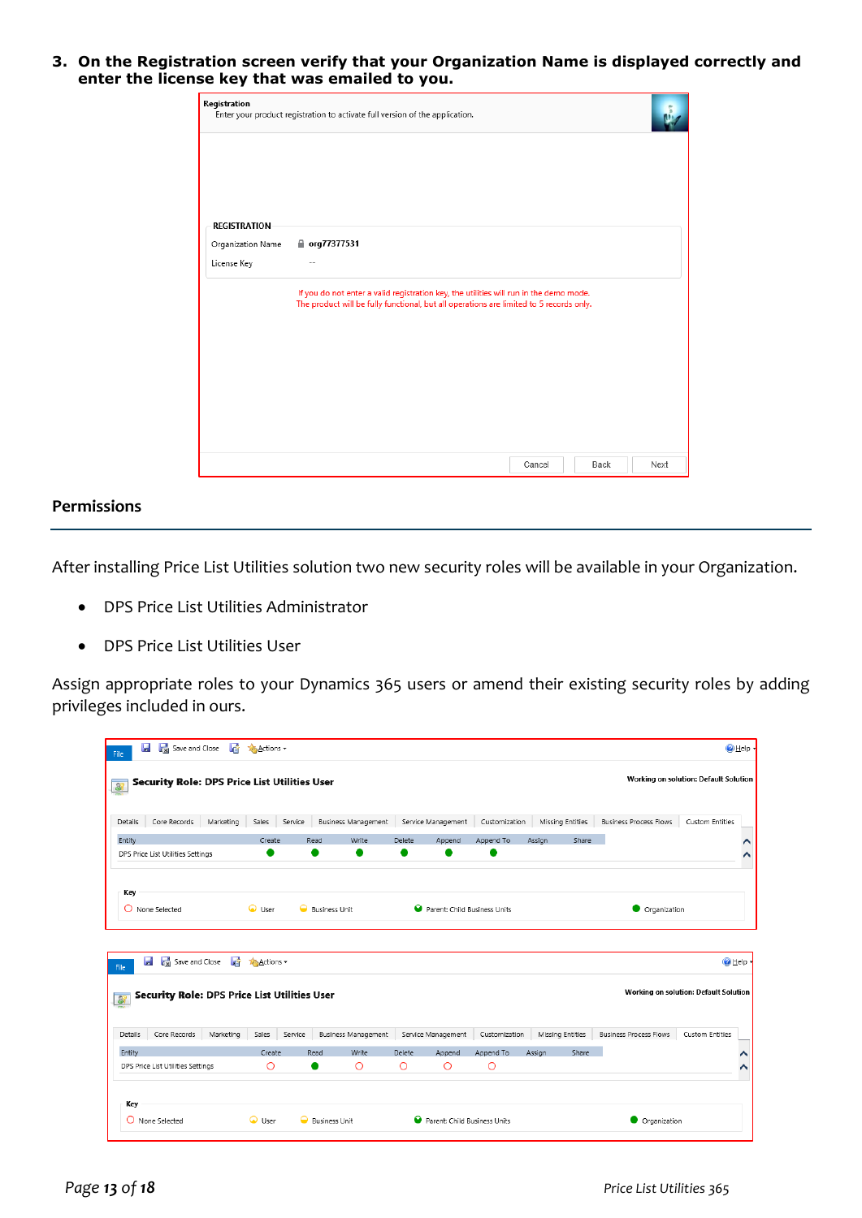3. **On the Registration screen verify that your Organization Name is displayed correctly and enter the license key that was emailed to you.**

**Permissions**

After installing Price List Utilities solution two new security roles will be available in your Organization.

- DPS Price List Utilities Administrator
- DPS Price List Utilities User

Assign appropriate roles to your Dynamics 365 users or amend their existing security roles by adding privileges included in ours.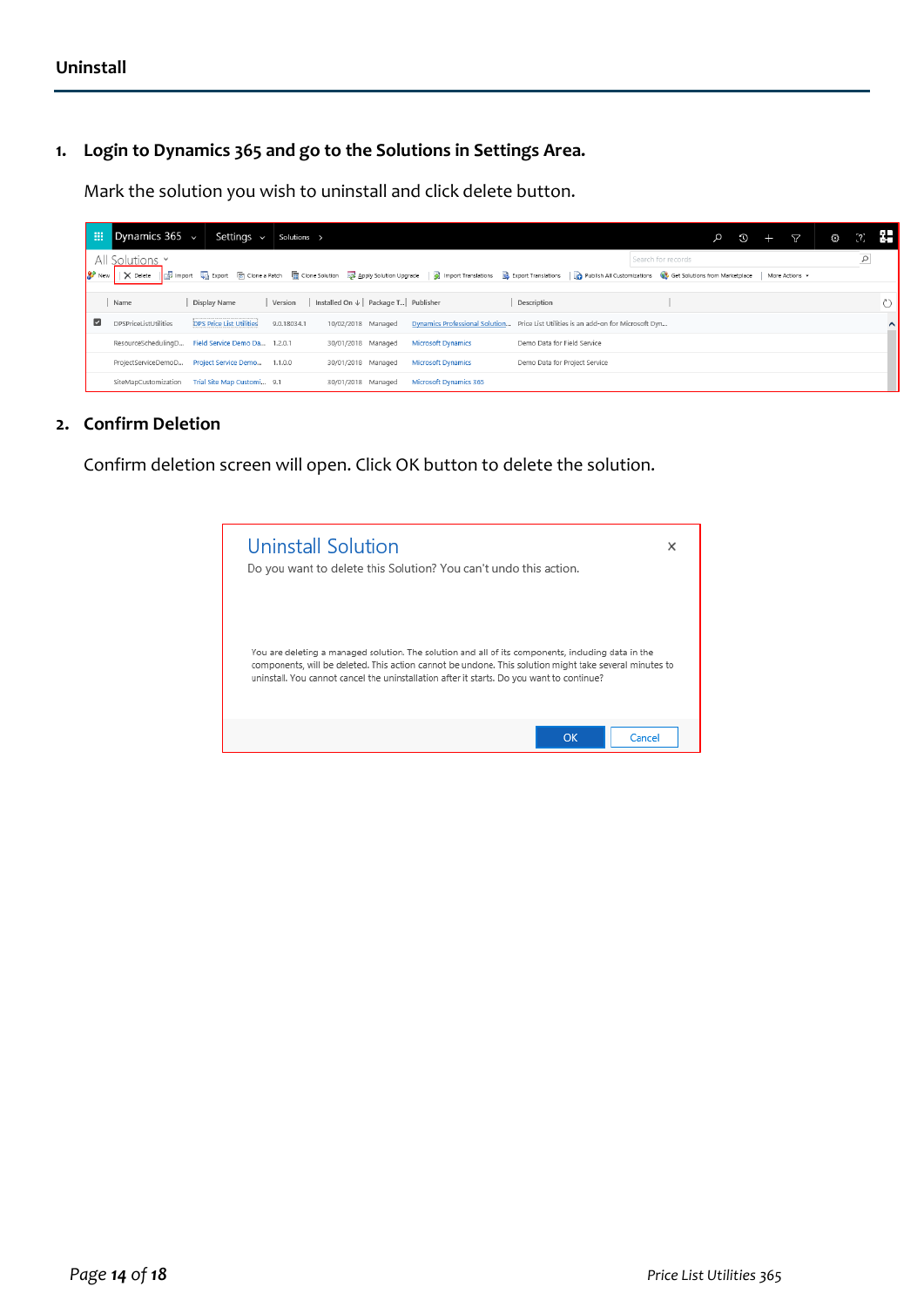## Uninstall

1. **Login to Dynamics 365 and go to the Solutions in Settings Area.**

   Mark the solution you wish to uninstall and click delete button.

2. **Confirm Deletion**

   Confirm deletion screen will open. Click OK button to delete the solution.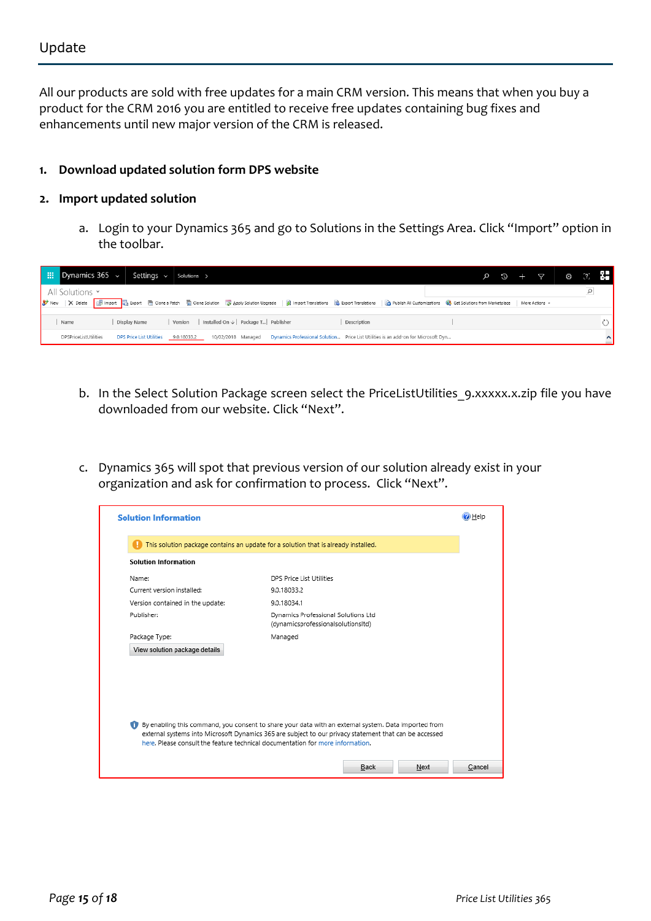# Update

All our products are sold with free updates for a main CRM version. This means that when you buy a product for the CRM 2016 you are entitled to receive free updates containing bug fixes and enhancements until new major version of the CRM is released.

1. **Download updated solution form DPS website**

2. **Import updated solution**

   a. Login to your Dynamics 365 and go to Solutions in the Settings Area. Click "Import" option in the toolbar.

   b. In the Select Solution Package screen select the PriceListUtilities_9.xxxxx.x.zip file you have downloaded from our website. Click "Next".

   c. Dynamics 365 will spot that previous version of our solution already exist in your organization and ask for confirmation to process. Click "Next".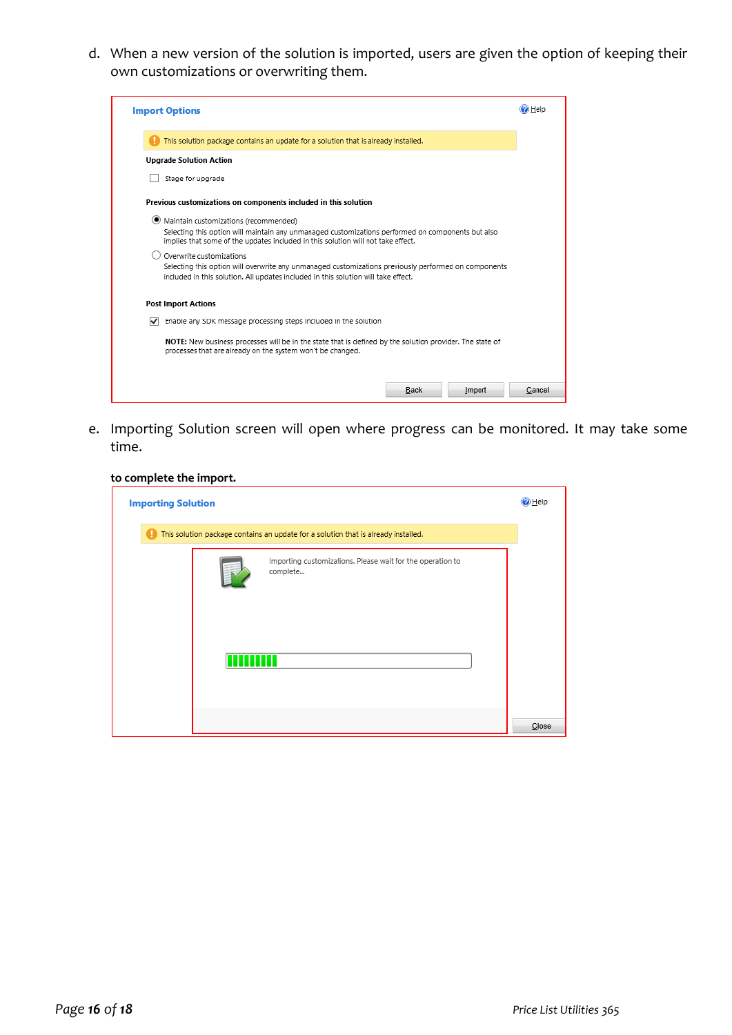d. When a new version of the solution is imported, users are given the option of keeping their own customizations or overwriting them.

**Import Options**

Help

This solution package contains an update for a solution that is already installed.

**Upgrade Solution Action**

☐ Stage for upgrade

**Previous customizations on components included in this solution**

◉ Maintain customizations (recommended)
Selecting this option will maintain any unmanaged customizations performed on components but also implies that some of the updates included in this solution will not take effect.

○ Overwrite customizations
Selecting this option will overwrite any unmanaged customizations previously performed on components included in this solution. All updates included in this solution will take effect.

**Post Import Actions**

☑ Enable any SDK message processing steps included in the solution

**NOTE:** New business processes will be in the state that is defined by the solution provider. The state of processes that are already on the system won't be changed.

Back | Import | Cancel

e. Importing Solution screen will open where progress can be monitored. It may take some time.

**to complete the import.**

**Importing Solution**

Help

This solution package contains an update for a solution that is already installed.

Importing customizations. Please wait for the operation to complete...

Close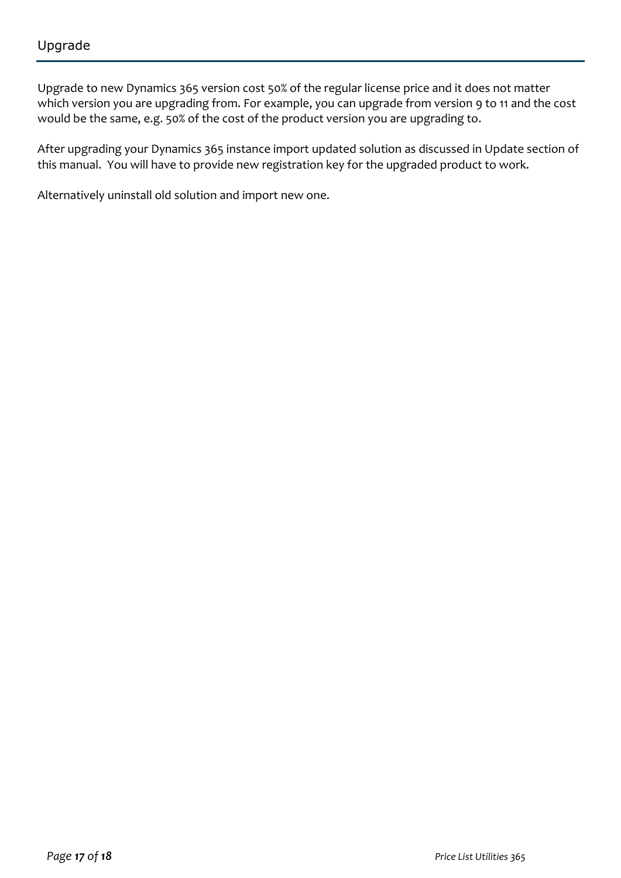## Upgrade

Upgrade to new Dynamics 365 version cost 50% of the regular license price and it does not matter which version you are upgrading from. For example, you can upgrade from version 9 to 11 and the cost would be the same, e.g. 50% of the cost of the product version you are upgrading to.

After upgrading your Dynamics 365 instance import updated solution as discussed in Update section of this manual. You will have to provide new registration key for the upgraded product to work.

Alternatively uninstall old solution and import new one.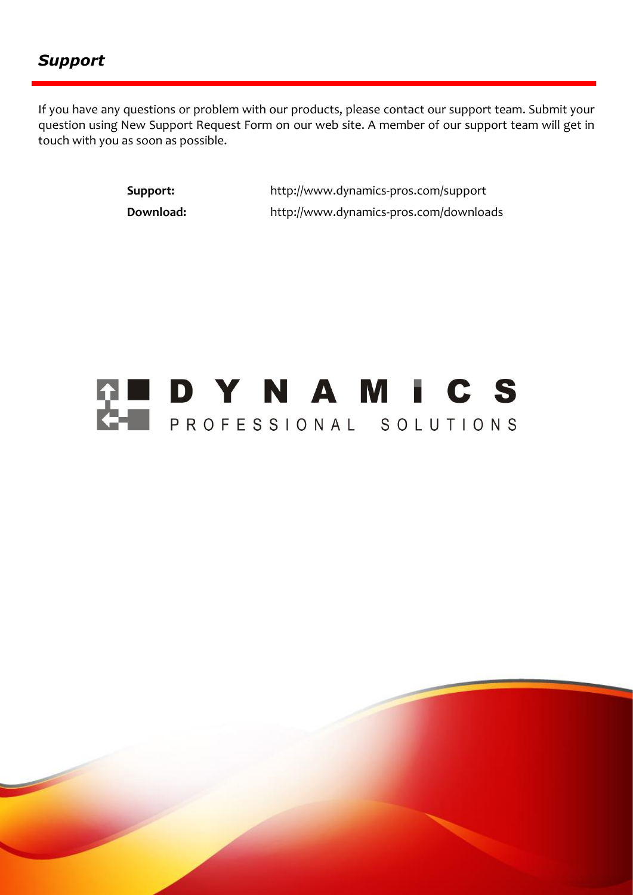## *Support*

If you have any questions or problem with our products, please contact our support team. Submit your question using New Support Request Form on our web site. A member of our support team will get in touch with you as soon as possible.

| | |
|---|---|
| **Support:** | http://www.dynamics-pros.com/support |
| **Download:** | http://www.dynamics-pros.com/downloads |

DYNAMICS
PROFESSIONAL SOLUTIONS